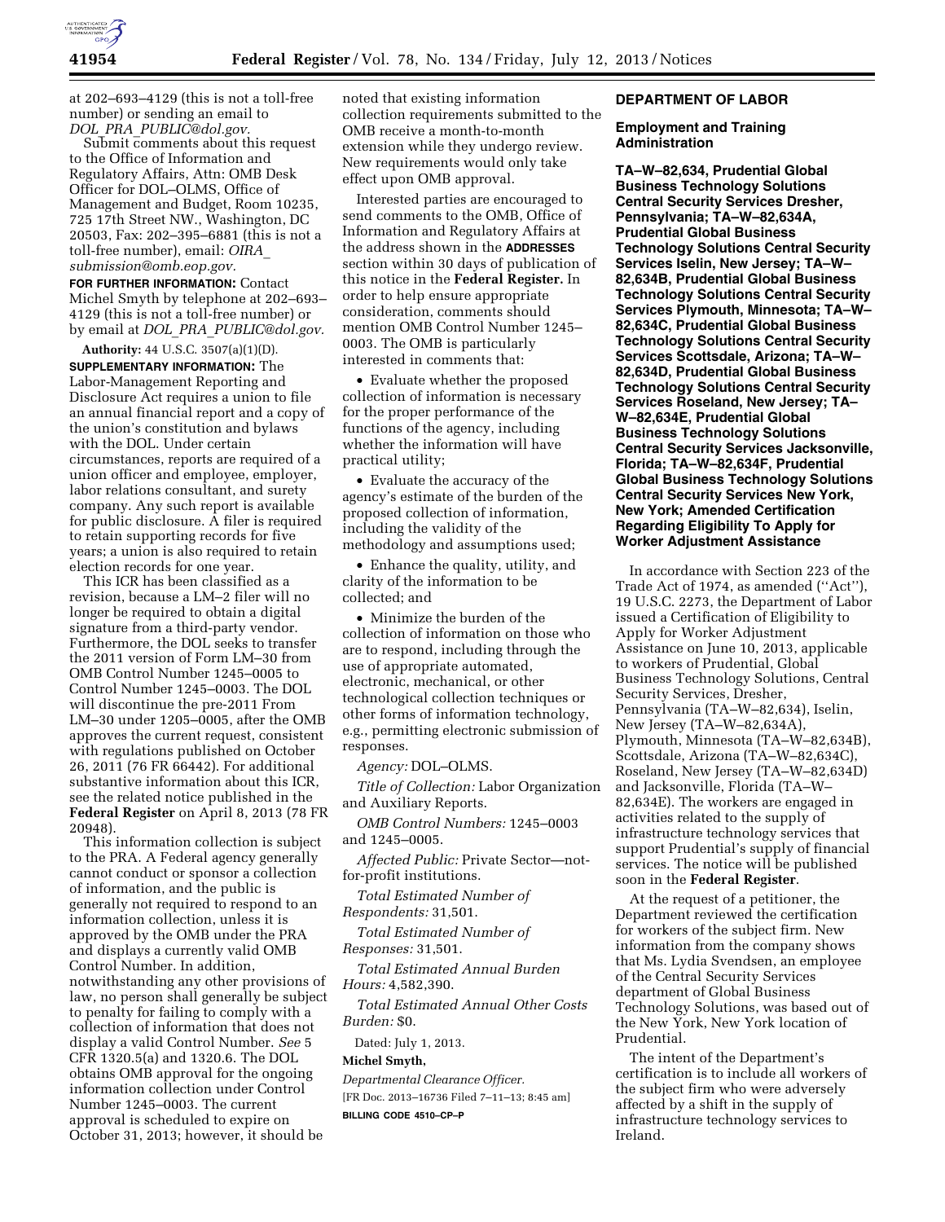at 202–693–4129 (this is not a toll-free number) or sending an email to *DOL_PRA_PUBLIC@dol.gov.*

Submit comments about this request to the Office of Information and Regulatory Affairs, Attn: OMB Desk Officer for DOL–OLMS, Office of Management and Budget, Room 10235, 725 17th Street NW., Washington, DC 20503, Fax: 202–395–6881 (this is not a toll-free number), email: *OIRA_submission@omb.eop.gov.*

**FOR FURTHER INFORMATION:** Contact Michel Smyth by telephone at 202–693–4129 (this is not a toll-free number) or by email at *DOL_PRA_PUBLIC@dol.gov.*

**Authority:** 44 U.S.C. 3507(a)(1)(D).

**SUPPLEMENTARY INFORMATION:** The Labor-Management Reporting and Disclosure Act requires a union to file an annual financial report and a copy of the union's constitution and bylaws with the DOL. Under certain circumstances, reports are required of a union officer and employee, employer, labor relations consultant, and surety company. Any such report is available for public disclosure. A filer is required to retain supporting records for five years; a union is also required to retain election records for one year.

This ICR has been classified as a revision, because a LM–2 filer will no longer be required to obtain a digital signature from a third-party vendor. Furthermore, the DOL seeks to transfer the 2011 version of Form LM–30 from OMB Control Number 1245–0005 to Control Number 1245–0003. The DOL will discontinue the pre-2011 From LM–30 under 1205–0005, after the OMB approves the current request, consistent with regulations published on October 26, 2011 (76 FR 66442). For additional substantive information about this ICR, see the related notice published in the **Federal Register** on April 8, 2013 (78 FR 20948).

This information collection is subject to the PRA. A Federal agency generally cannot conduct or sponsor a collection of information, and the public is generally not required to respond to an information collection, unless it is approved by the OMB under the PRA and displays a currently valid OMB Control Number. In addition, notwithstanding any other provisions of law, no person shall generally be subject to penalty for failing to comply with a collection of information that does not display a valid Control Number. *See* 5 CFR 1320.5(a) and 1320.6. The DOL obtains OMB approval for the ongoing information collection under Control Number 1245–0003. The current approval is scheduled to expire on October 31, 2013; however, it should be noted that existing information collection requirements submitted to the OMB receive a month-to-month extension while they undergo review. New requirements would only take effect upon OMB approval.

Interested parties are encouraged to send comments to the OMB, Office of Information and Regulatory Affairs at the address shown in the **ADDRESSES** section within 30 days of publication of this notice in the **Federal Register.** In order to help ensure appropriate consideration, comments should mention OMB Control Number 1245–0003. The OMB is particularly interested in comments that:

- Evaluate whether the proposed collection of information is necessary for the proper performance of the functions of the agency, including whether the information will have practical utility;
- Evaluate the accuracy of the agency's estimate of the burden of the proposed collection of information, including the validity of the methodology and assumptions used;
- Enhance the quality, utility, and clarity of the information to be collected; and
- Minimize the burden of the collection of information on those who are to respond, including through the use of appropriate automated, electronic, mechanical, or other technological collection techniques or other forms of information technology, e.g., permitting electronic submission of responses.

*Agency:* DOL–OLMS.

*Title of Collection:* Labor Organization and Auxiliary Reports.

*OMB Control Numbers:* 1245–0003 and 1245–0005.

*Affected Public:* Private Sector—not-for-profit institutions.

*Total Estimated Number of Respondents:* 31,501.

*Total Estimated Number of Responses:* 31,501.

*Total Estimated Annual Burden Hours:* 4,582,390.

*Total Estimated Annual Other Costs Burden:* $0.

Dated: July 1, 2013.

**Michel Smyth,**

*Departmental Clearance Officer.*

[FR Doc. 2013–16736 Filed 7–11–13; 8:45 am]

**BILLING CODE 4510–CP–P**

## DEPARTMENT OF LABOR

### Employment and Training Administration

### TA–W–82,634, Prudential Global Business Technology Solutions Central Security Services Dresher, Pennsylvania; TA–W–82,634A, Prudential Global Business Technology Solutions Central Security Services Iselin, New Jersey; TA–W–82,634B, Prudential Global Business Technology Solutions Central Security Services Plymouth, Minnesota; TA–W–82,634C, Prudential Global Business Technology Solutions Central Security Services Scottsdale, Arizona; TA–W–82,634D, Prudential Global Business Technology Solutions Central Security Services Roseland, New Jersey; TA–W–82,634E, Prudential Global Business Technology Solutions Central Security Services Jacksonville, Florida; TA–W–82,634F, Prudential Global Business Technology Solutions Central Security Services New York, New York; Amended Certification Regarding Eligibility To Apply for Worker Adjustment Assistance

In accordance with Section 223 of the Trade Act of 1974, as amended (''Act''), 19 U.S.C. 2273, the Department of Labor issued a Certification of Eligibility to Apply for Worker Adjustment Assistance on June 10, 2013, applicable to workers of Prudential, Global Business Technology Solutions, Central Security Services, Dresher, Pennsylvania (TA–W–82,634), Iselin, New Jersey (TA–W–82,634A), Plymouth, Minnesota (TA–W–82,634B), Scottsdale, Arizona (TA–W–82,634C), Roseland, New Jersey (TA–W–82,634D) and Jacksonville, Florida (TA–W–82,634E). The workers are engaged in activities related to the supply of infrastructure technology services that support Prudential's supply of financial services. The notice will be published soon in the **Federal Register**.

At the request of a petitioner, the Department reviewed the certification for workers of the subject firm. New information from the company shows that Ms. Lydia Svendsen, an employee of the Central Security Services department of Global Business Technology Solutions, was based out of the New York, New York location of Prudential.

The intent of the Department's certification is to include all workers of the subject firm who were adversely affected by a shift in the supply of infrastructure technology services to Ireland.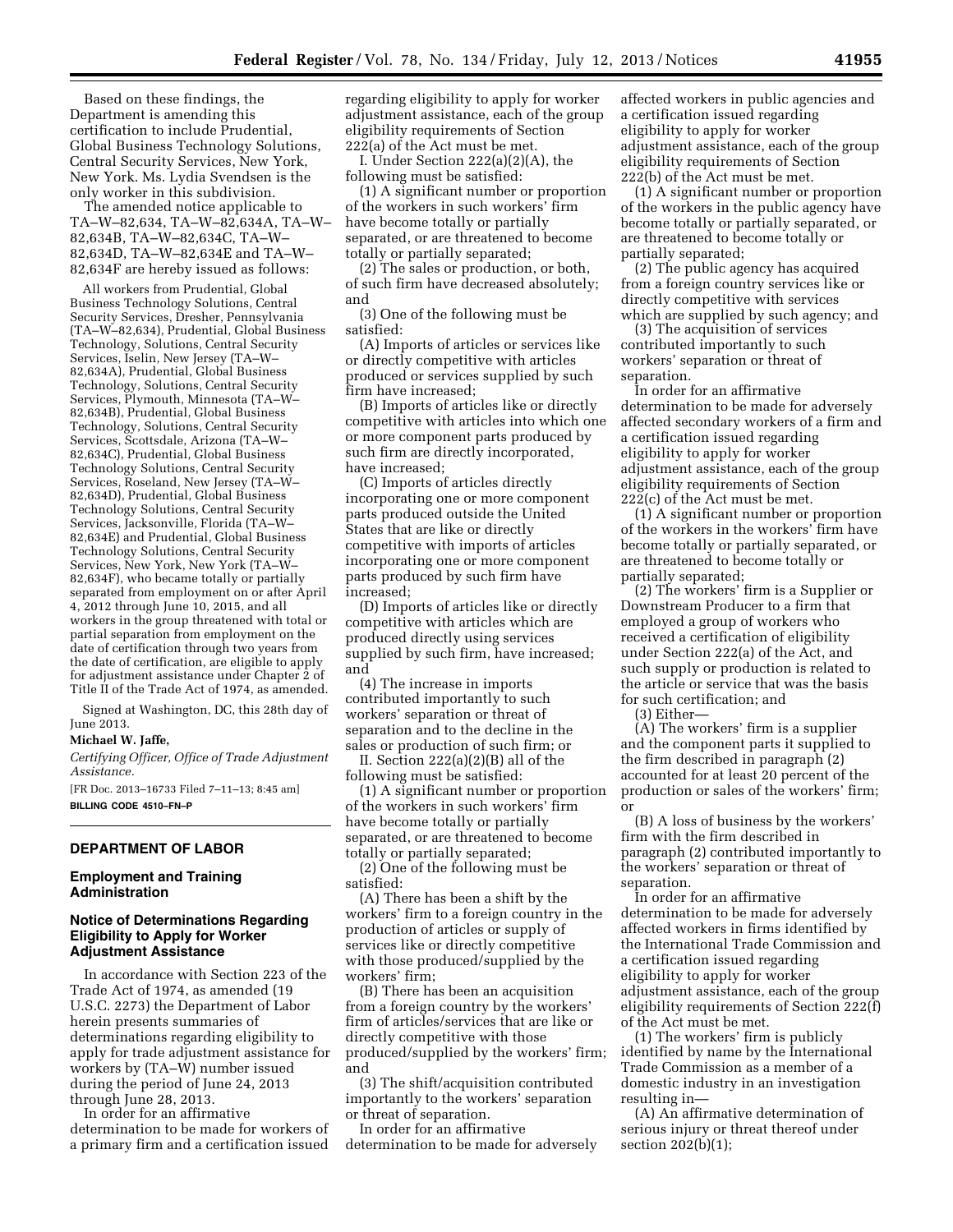Based on these findings, the Department is amending this certification to include Prudential, Global Business Technology Solutions, Central Security Services, New York, New York. Ms. Lydia Svendsen is the only worker in this subdivision.

The amended notice applicable to TA–W–82,634, TA–W–82,634A, TA–W–82,634B, TA–W–82,634C, TA–W–82,634D, TA–W–82,634E and TA–W–82,634F are hereby issued as follows:

All workers from Prudential, Global Business Technology Solutions, Central Security Services, Dresher, Pennsylvania (TA–W–82,634), Prudential, Global Business Technology, Solutions, Central Security Services, Iselin, New Jersey (TA–W–82,634A), Prudential, Global Business Technology, Solutions, Central Security Services, Plymouth, Minnesota (TA–W–82,634B), Prudential, Global Business Technology, Solutions, Central Security Services, Scottsdale, Arizona (TA–W–82,634C), Prudential, Global Business Technology Solutions, Central Security Services, Roseland, New Jersey (TA–W–82,634D), Prudential, Global Business Technology Solutions, Central Security Services, Jacksonville, Florida (TA–W–82,634E) and Prudential, Global Business Technology Solutions, Central Security Services, New York, New York (TA–W–82,634F), who became totally or partially separated from employment on or after April 4, 2012 through June 10, 2015, and all workers in the group threatened with total or partial separation from employment on the date of certification through two years from the date of certification, are eligible to apply for adjustment assistance under Chapter 2 of Title II of the Trade Act of 1974, as amended.

Signed at Washington, DC, this 28th day of June 2013.

**Michael W. Jaffe,**

*Certifying Officer, Office of Trade Adjustment Assistance.*

[FR Doc. 2013–16733 Filed 7–11–13; 8:45 am]

**BILLING CODE 4510–FN–P**

## DEPARTMENT OF LABOR

### Employment and Training Administration

### Notice of Determinations Regarding Eligibility to Apply for Worker Adjustment Assistance

In accordance with Section 223 of the Trade Act of 1974, as amended (19 U.S.C. 2273) the Department of Labor herein presents summaries of determinations regarding eligibility to apply for trade adjustment assistance for workers by (TA–W) number issued during the period of June 24, 2013 through June 28, 2013.

In order for an affirmative determination to be made for workers of a primary firm and a certification issued regarding eligibility to apply for worker adjustment assistance, each of the group eligibility requirements of Section 222(a) of the Act must be met.

I. Under Section 222(a)(2)(A), the following must be satisfied:

(1) A significant number or proportion of the workers in such workers' firm have become totally or partially separated, or are threatened to become totally or partially separated;

(2) The sales or production, or both, of such firm have decreased absolutely; and

(3) One of the following must be satisfied:

(A) Imports of articles or services like or directly competitive with articles produced or services supplied by such firm have increased;

(B) Imports of articles like or directly competitive with articles into which one or more component parts produced by such firm are directly incorporated, have increased;

(C) Imports of articles directly incorporating one or more component parts produced outside the United States that are like or directly competitive with imports of articles incorporating one or more component parts produced by such firm have increased;

(D) Imports of articles like or directly competitive with articles which are produced directly using services supplied by such firm, have increased; and

(4) The increase in imports contributed importantly to such workers' separation or threat of separation and to the decline in the sales or production of such firm; or

II. Section 222(a)(2)(B) all of the following must be satisfied:

(1) A significant number or proportion of the workers in such workers' firm have become totally or partially separated, or are threatened to become totally or partially separated;

(2) One of the following must be satisfied:

(A) There has been a shift by the workers' firm to a foreign country in the production of articles or supply of services like or directly competitive with those produced/supplied by the workers' firm;

(B) There has been an acquisition from a foreign country by the workers' firm of articles/services that are like or directly competitive with those produced/supplied by the workers' firm; and

(3) The shift/acquisition contributed importantly to the workers' separation or threat of separation.

In order for an affirmative determination to be made for adversely affected workers in public agencies and a certification issued regarding eligibility to apply for worker adjustment assistance, each of the group eligibility requirements of Section 222(b) of the Act must be met.

(1) A significant number or proportion of the workers in the public agency have become totally or partially separated, or are threatened to become totally or partially separated;

(2) The public agency has acquired from a foreign country services like or directly competitive with services which are supplied by such agency; and

(3) The acquisition of services contributed importantly to such workers' separation or threat of separation.

In order for an affirmative determination to be made for adversely affected secondary workers of a firm and a certification issued regarding eligibility to apply for worker adjustment assistance, each of the group eligibility requirements of Section 222(c) of the Act must be met.

(1) A significant number or proportion of the workers in the workers' firm have become totally or partially separated, or are threatened to become totally or partially separated;

(2) The workers' firm is a Supplier or Downstream Producer to a firm that employed a group of workers who received a certification of eligibility under Section 222(a) of the Act, and such supply or production is related to the article or service that was the basis for such certification; and

(3) Either—

(A) The workers' firm is a supplier and the component parts it supplied to the firm described in paragraph (2) accounted for at least 20 percent of the production or sales of the workers' firm; or

(B) A loss of business by the workers' firm with the firm described in paragraph (2) contributed importantly to the workers' separation or threat of separation.

In order for an affirmative determination to be made for adversely affected workers in firms identified by the International Trade Commission and a certification issued regarding eligibility to apply for worker adjustment assistance, each of the group eligibility requirements of Section 222(f) of the Act must be met.

(1) The workers' firm is publicly identified by name by the International Trade Commission as a member of a domestic industry in an investigation resulting in—

(A) An affirmative determination of serious injury or threat thereof under section 202(b)(1);